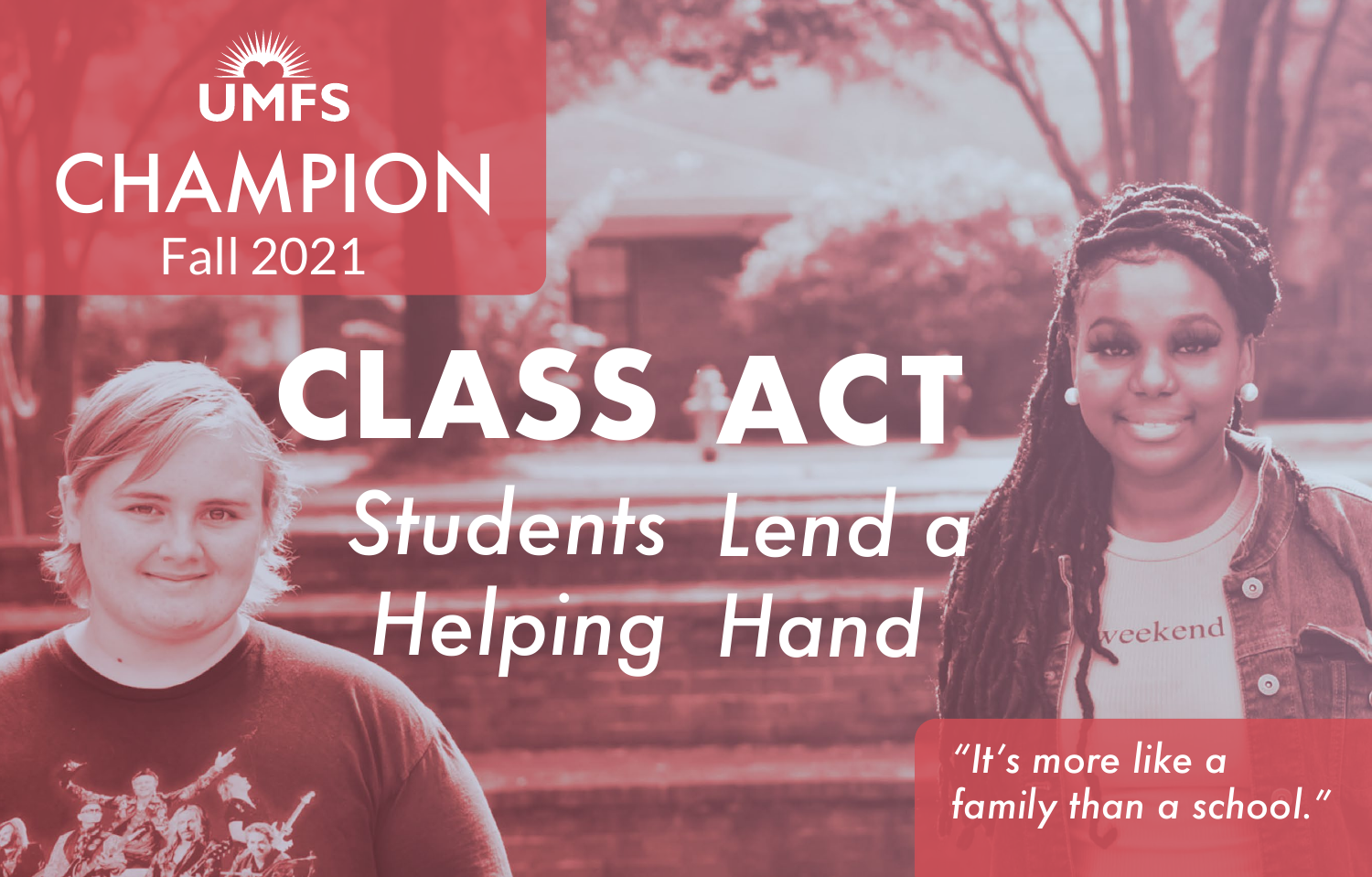UMFS

# CHAMPION

Fall 2021

# CLASS ACT

## *Students Lend a Helping Hand*

*"It's more like a family than a school."*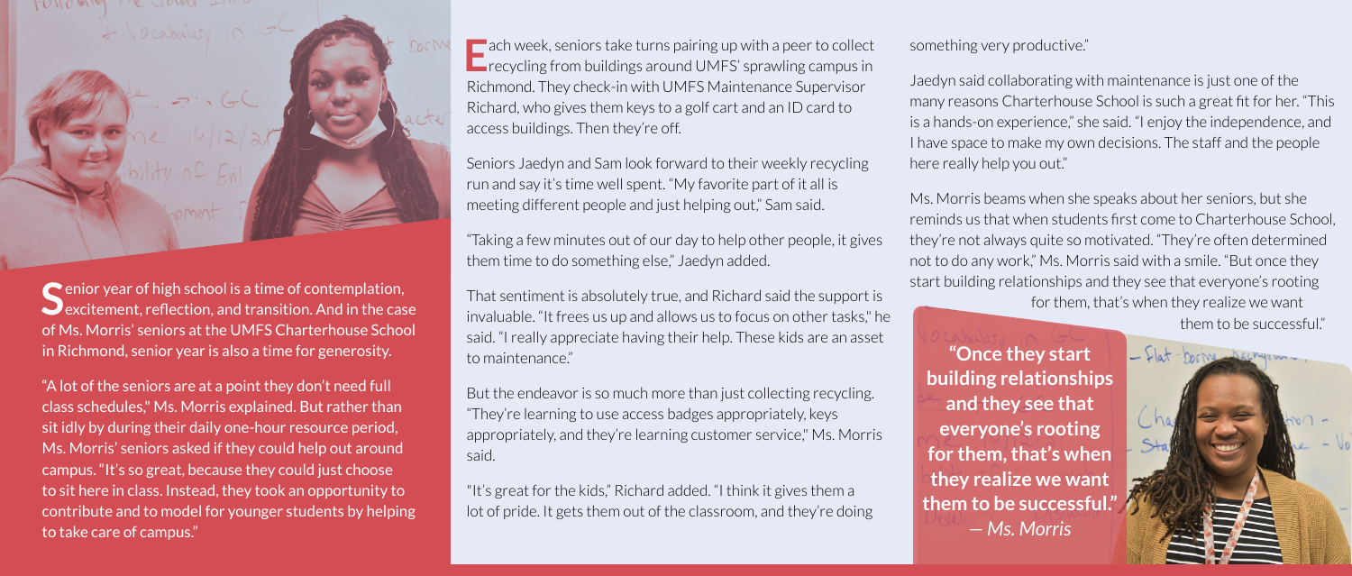Senior year of high school is a time of contemplation, excitement, reflection, and transition. And in the case of Ms. Morris' seniors at the UMFS Charterhouse School in Richmond, senior year is also a time for generosity.

"A lot of the seniors are at a point they don't need full class schedules," Ms. Morris explained. But rather than sit idly by during their daily one-hour resource period, Ms. Morris' seniors asked if they could help out around campus. "It's so great, because they could just choose to sit here in class. Instead, they took an opportunity to contribute and to model for younger students by helping to take care of campus."

Each week, seniors take turns pairing up with a peer to collect recycling from buildings around UMFS' sprawling campus in Richmond. They check-in with UMFS Maintenance Supervisor Richard, who gives them keys to a golf cart and an ID card to access buildings. Then they're off.

Seniors Jaedyn and Sam look forward to their weekly recycling run and say it's time well spent. "My favorite part of it all is meeting different people and just helping out," Sam said.

"Taking a few minutes out of our day to help other people, it gives them time to do something else," Jaedyn added.

That sentiment is absolutely true, and Richard said the support is invaluable. "It frees us up and allows us to focus on other tasks," he said. "I really appreciate having their help. These kids are an asset to maintenance."

But the endeavor is so much more than just collecting recycling. "They're learning to use access badges appropriately, keys appropriately, and they're learning customer service," Ms. Morris said.

"It's great for the kids," Richard added. "I think it gives them a lot of pride. It gets them out of the classroom, and they're doing something very productive."

Jaedyn said collaborating with maintenance is just one of the many reasons Charterhouse School is such a great fit for her. "This is a hands-on experience," she said. "I enjoy the independence, and I have space to make my own decisions. The staff and the people here really help you out."

Ms. Morris beams when she speaks about her seniors, but she reminds us that when students first come to Charterhouse School, they're not always quite so motivated. "They're often determined not to do any work," Ms. Morris said with a smile. "But once they start building relationships and they see that everyone's rooting for them, that's when they realize we want them to be successful."

> **"Once they start building relationships and they see that everyone's rooting for them, that's when they realize we want them to be successful."**
> *— Ms. Morris*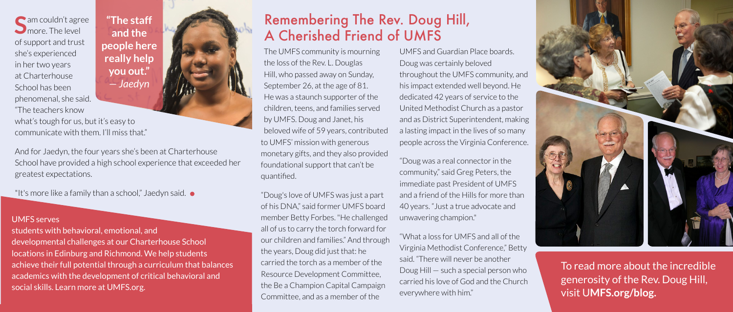Sam couldn't agree more. The level of support and trust she's experienced in her two years at Charterhouse School has been phenomenal, she said. "The teachers know what's tough for us, but it's easy to communicate with them. I'll miss that."

**"The staff and the people here really help you out."**
*— Jaedyn*

And for Jaedyn, the four years she's been at Charterhouse School have provided a high school experience that exceeded her greatest expectations.

"It's more like a family than a school," Jaedyn said.

UMFS serves students with behavioral, emotional, and developmental challenges at our Charterhouse School locations in Edinburg and Richmond. We help students achieve their full potential through a curriculum that balances academics with the development of critical behavioral and social skills. Learn more at UMFS.org.

## Remembering The Rev. Doug Hill, A Cherished Friend of UMFS

The UMFS community is mourning the loss of the Rev. L. Douglas Hill, who passed away on Sunday, September 26, at the age of 81. He was a staunch supporter of the children, teens, and families served by UMFS. Doug and Janet, his beloved wife of 59 years, contributed to UMFS' mission with generous monetary gifts, and they also provided foundational support that can't be quantified.

"Doug's love of UMFS was just a part of his DNA," said former UMFS board member Betty Forbes. "He challenged all of us to carry the torch forward for our children and families." And through the years, Doug did just that: he carried the torch as a member of the Resource Development Committee, the Be a Champion Capital Campaign Committee, and as a member of the UMFS and Guardian Place boards. Doug was certainly beloved throughout the UMFS community, and his impact extended well beyond. He dedicated 42 years of service to the United Methodist Church as a pastor and as District Superintendent, making a lasting impact in the lives of so many people across the Virginia Conference.

"Doug was a real connector in the community," said Greg Peters, the immediate past President of UMFS and a friend of the Hills for more than 40 years. "Just a true advocate and unwavering champion."

"What a loss for UMFS and all of the Virginia Methodist Conference," Betty said. "There will never be another Doug Hill — such a special person who carried his love of God and the Church everywhere with him."

To read more about the incredible generosity of the Rev. Doug Hill, visit **UMFS.org/blog.**